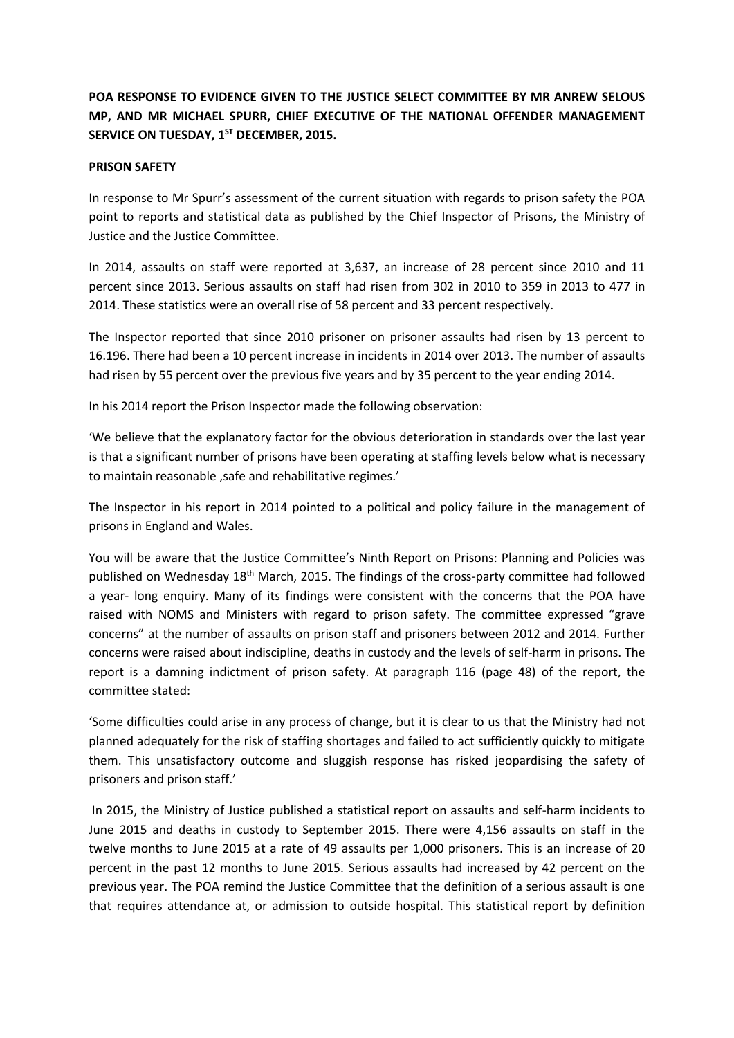**POA RESPONSE TO EVIDENCE GIVEN TO THE JUSTICE SELECT COMMITTEE BY MR ANREW SELOUS MP, AND MR MICHAEL SPURR, CHIEF EXECUTIVE OF THE NATIONAL OFFENDER MANAGEMENT SERVICE ON TUESDAY, 1ST DECEMBER, 2015.**

**PRISON SAFETY**

In response to Mr Spurr's assessment of the current situation with regards to prison safety the POA point to reports and statistical data as published by the Chief Inspector of Prisons, the Ministry of Justice and the Justice Committee.

In 2014, assaults on staff were reported at 3,637, an increase of 28 percent since 2010 and 11 percent since 2013. Serious assaults on staff had risen from 302 in 2010 to 359 in 2013 to 477 in 2014. These statistics were an overall rise of 58 percent and 33 percent respectively.

The Inspector reported that since 2010 prisoner on prisoner assaults had risen by 13 percent to 16.196. There had been a 10 percent increase in incidents in 2014 over 2013. The number of assaults had risen by 55 percent over the previous five years and by 35 percent to the year ending 2014.

In his 2014 report the Prison Inspector made the following observation:

'We believe that the explanatory factor for the obvious deterioration in standards over the last year is that a significant number of prisons have been operating at staffing levels below what is necessary to maintain reasonable ,safe and rehabilitative regimes.'

The Inspector in his report in 2014 pointed to a political and policy failure in the management of prisons in England and Wales.

You will be aware that the Justice Committee's Ninth Report on Prisons: Planning and Policies was published on Wednesday 18th March, 2015. The findings of the cross-party committee had followed a year- long enquiry. Many of its findings were consistent with the concerns that the POA have raised with NOMS and Ministers with regard to prison safety. The committee expressed "grave concerns" at the number of assaults on prison staff and prisoners between 2012 and 2014. Further concerns were raised about indiscipline, deaths in custody and the levels of self-harm in prisons. The report is a damning indictment of prison safety. At paragraph 116 (page 48) of the report, the committee stated:

'Some difficulties could arise in any process of change, but it is clear to us that the Ministry had not planned adequately for the risk of staffing shortages and failed to act sufficiently quickly to mitigate them. This unsatisfactory outcome and sluggish response has risked jeopardising the safety of prisoners and prison staff.'

In 2015, the Ministry of Justice published a statistical report on assaults and self-harm incidents to June 2015 and deaths in custody to September 2015. There were 4,156 assaults on staff in the twelve months to June 2015 at a rate of 49 assaults per 1,000 prisoners. This is an increase of 20 percent in the past 12 months to June 2015. Serious assaults had increased by 42 percent on the previous year. The POA remind the Justice Committee that the definition of a serious assault is one that requires attendance at, or admission to outside hospital. This statistical report by definition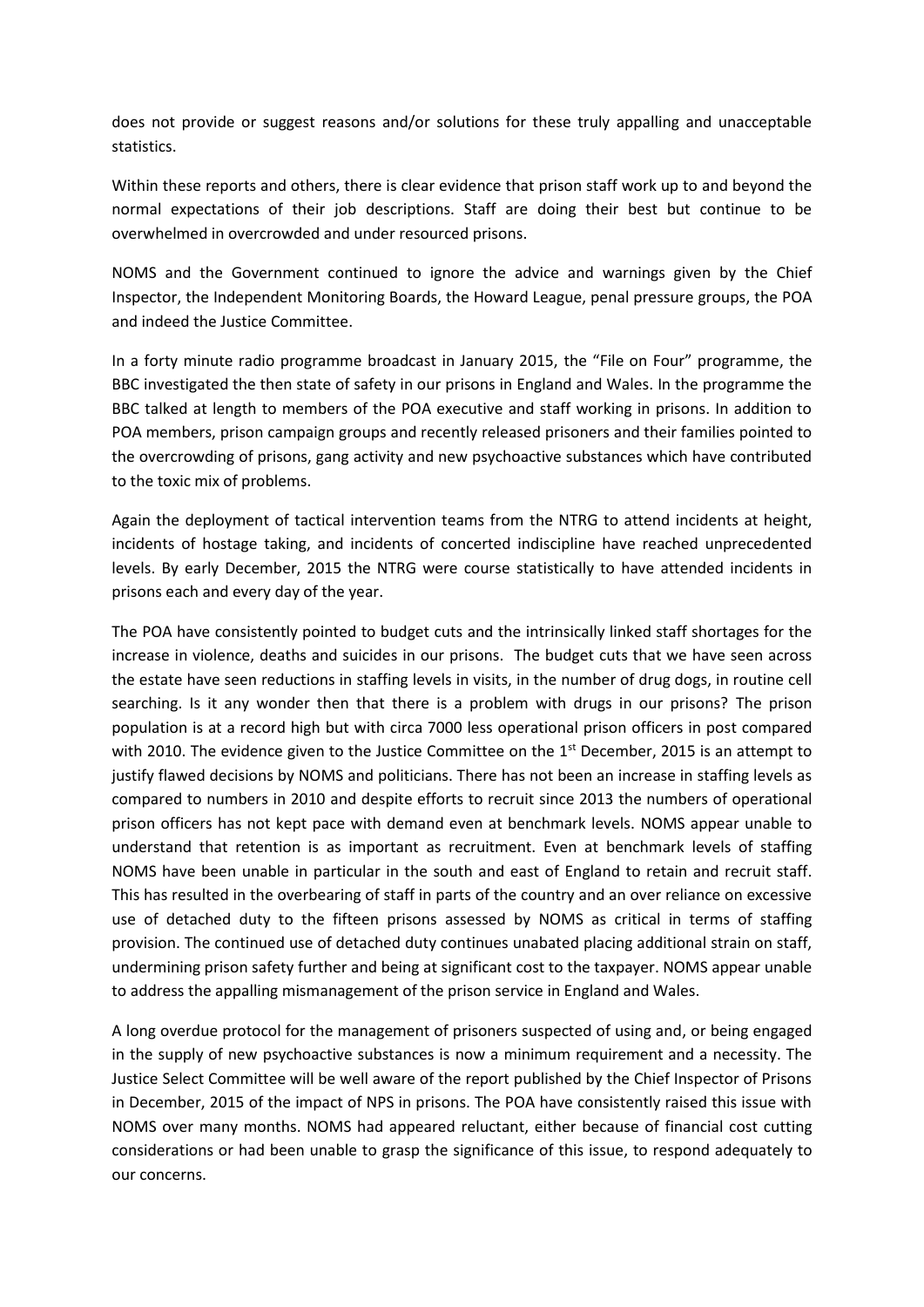does not provide or suggest reasons and/or solutions for these truly appalling and unacceptable statistics.

Within these reports and others, there is clear evidence that prison staff work up to and beyond the normal expectations of their job descriptions. Staff are doing their best but continue to be overwhelmed in overcrowded and under resourced prisons.

NOMS and the Government continued to ignore the advice and warnings given by the Chief Inspector, the Independent Monitoring Boards, the Howard League, penal pressure groups, the POA and indeed the Justice Committee.

In a forty minute radio programme broadcast in January 2015, the "File on Four" programme, the BBC investigated the then state of safety in our prisons in England and Wales. In the programme the BBC talked at length to members of the POA executive and staff working in prisons. In addition to POA members, prison campaign groups and recently released prisoners and their families pointed to the overcrowding of prisons, gang activity and new psychoactive substances which have contributed to the toxic mix of problems.

Again the deployment of tactical intervention teams from the NTRG to attend incidents at height, incidents of hostage taking, and incidents of concerted indiscipline have reached unprecedented levels. By early December, 2015 the NTRG were course statistically to have attended incidents in prisons each and every day of the year.

The POA have consistently pointed to budget cuts and the intrinsically linked staff shortages for the increase in violence, deaths and suicides in our prisons. The budget cuts that we have seen across the estate have seen reductions in staffing levels in visits, in the number of drug dogs, in routine cell searching. Is it any wonder then that there is a problem with drugs in our prisons? The prison population is at a record high but with circa 7000 less operational prison officers in post compared with 2010. The evidence given to the Justice Committee on the 1st December, 2015 is an attempt to justify flawed decisions by NOMS and politicians. There has not been an increase in staffing levels as compared to numbers in 2010 and despite efforts to recruit since 2013 the numbers of operational prison officers has not kept pace with demand even at benchmark levels. NOMS appear unable to understand that retention is as important as recruitment. Even at benchmark levels of staffing NOMS have been unable in particular in the south and east of England to retain and recruit staff. This has resulted in the overbearing of staff in parts of the country and an over reliance on excessive use of detached duty to the fifteen prisons assessed by NOMS as critical in terms of staffing provision. The continued use of detached duty continues unabated placing additional strain on staff, undermining prison safety further and being at significant cost to the taxpayer. NOMS appear unable to address the appalling mismanagement of the prison service in England and Wales.

A long overdue protocol for the management of prisoners suspected of using and, or being engaged in the supply of new psychoactive substances is now a minimum requirement and a necessity. The Justice Select Committee will be well aware of the report published by the Chief Inspector of Prisons in December, 2015 of the impact of NPS in prisons. The POA have consistently raised this issue with NOMS over many months. NOMS had appeared reluctant, either because of financial cost cutting considerations or had been unable to grasp the significance of this issue, to respond adequately to our concerns.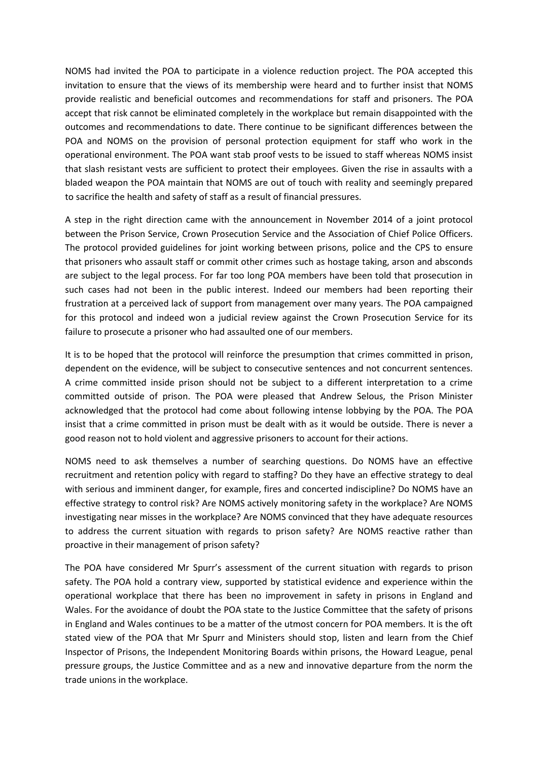NOMS had invited the POA to participate in a violence reduction project. The POA accepted this invitation to ensure that the views of its membership were heard and to further insist that NOMS provide realistic and beneficial outcomes and recommendations for staff and prisoners. The POA accept that risk cannot be eliminated completely in the workplace but remain disappointed with the outcomes and recommendations to date. There continue to be significant differences between the POA and NOMS on the provision of personal protection equipment for staff who work in the operational environment. The POA want stab proof vests to be issued to staff whereas NOMS insist that slash resistant vests are sufficient to protect their employees. Given the rise in assaults with a bladed weapon the POA maintain that NOMS are out of touch with reality and seemingly prepared to sacrifice the health and safety of staff as a result of financial pressures.

A step in the right direction came with the announcement in November 2014 of a joint protocol between the Prison Service, Crown Prosecution Service and the Association of Chief Police Officers. The protocol provided guidelines for joint working between prisons, police and the CPS to ensure that prisoners who assault staff or commit other crimes such as hostage taking, arson and absconds are subject to the legal process. For far too long POA members have been told that prosecution in such cases had not been in the public interest. Indeed our members had been reporting their frustration at a perceived lack of support from management over many years. The POA campaigned for this protocol and indeed won a judicial review against the Crown Prosecution Service for its failure to prosecute a prisoner who had assaulted one of our members.

It is to be hoped that the protocol will reinforce the presumption that crimes committed in prison, dependent on the evidence, will be subject to consecutive sentences and not concurrent sentences. A crime committed inside prison should not be subject to a different interpretation to a crime committed outside of prison. The POA were pleased that Andrew Selous, the Prison Minister acknowledged that the protocol had come about following intense lobbying by the POA. The POA insist that a crime committed in prison must be dealt with as it would be outside. There is never a good reason not to hold violent and aggressive prisoners to account for their actions.

NOMS need to ask themselves a number of searching questions. Do NOMS have an effective recruitment and retention policy with regard to staffing? Do they have an effective strategy to deal with serious and imminent danger, for example, fires and concerted indiscipline? Do NOMS have an effective strategy to control risk? Are NOMS actively monitoring safety in the workplace? Are NOMS investigating near misses in the workplace? Are NOMS convinced that they have adequate resources to address the current situation with regards to prison safety? Are NOMS reactive rather than proactive in their management of prison safety?

The POA have considered Mr Spurr's assessment of the current situation with regards to prison safety. The POA hold a contrary view, supported by statistical evidence and experience within the operational workplace that there has been no improvement in safety in prisons in England and Wales. For the avoidance of doubt the POA state to the Justice Committee that the safety of prisons in England and Wales continues to be a matter of the utmost concern for POA members. It is the oft stated view of the POA that Mr Spurr and Ministers should stop, listen and learn from the Chief Inspector of Prisons, the Independent Monitoring Boards within prisons, the Howard League, penal pressure groups, the Justice Committee and as a new and innovative departure from the norm the trade unions in the workplace.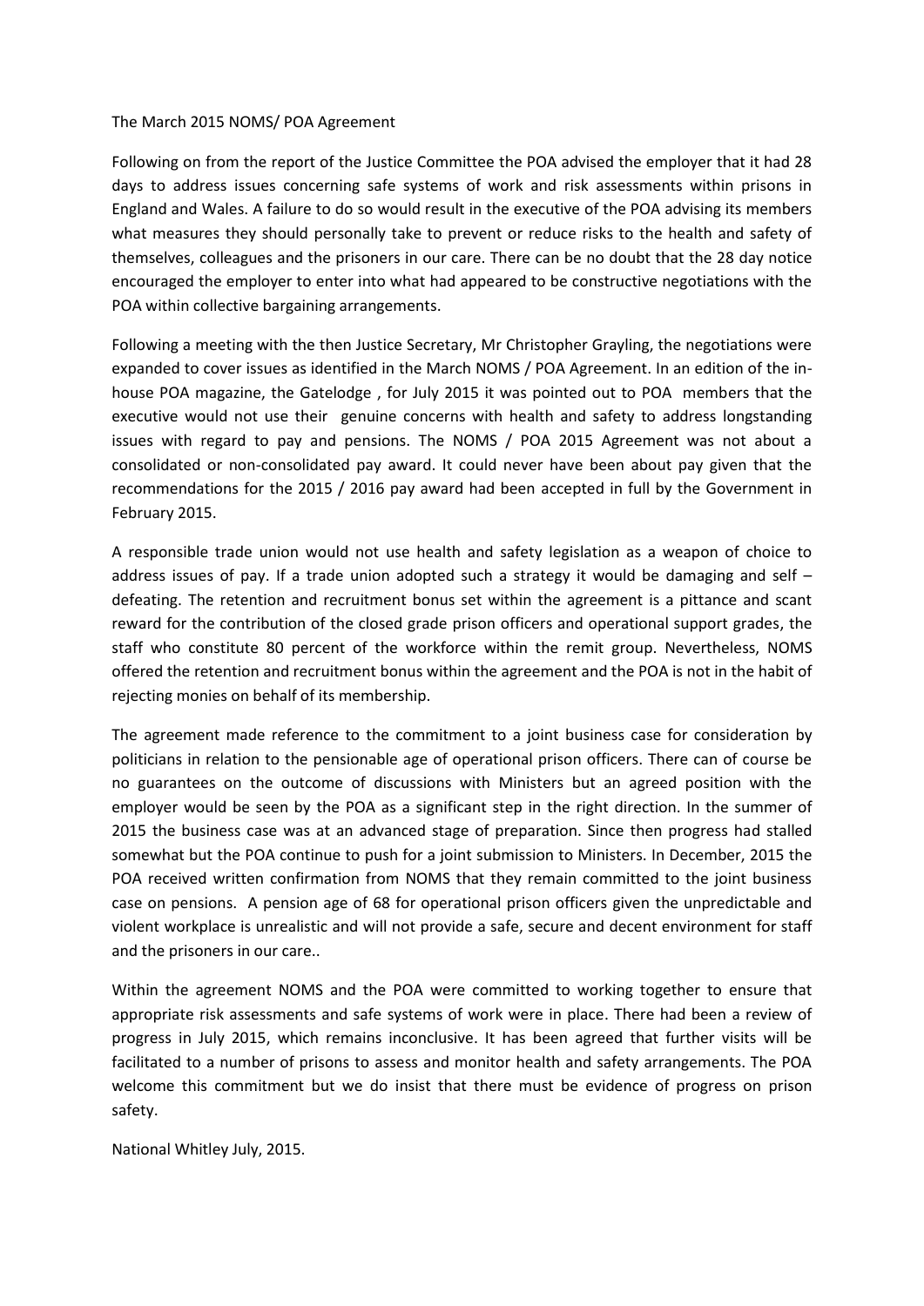The March 2015 NOMS/ POA Agreement

Following on from the report of the Justice Committee the POA advised the employer that it had 28 days to address issues concerning safe systems of work and risk assessments within prisons in England and Wales. A failure to do so would result in the executive of the POA advising its members what measures they should personally take to prevent or reduce risks to the health and safety of themselves, colleagues and the prisoners in our care. There can be no doubt that the 28 day notice encouraged the employer to enter into what had appeared to be constructive negotiations with the POA within collective bargaining arrangements.

Following a meeting with the then Justice Secretary, Mr Christopher Grayling, the negotiations were expanded to cover issues as identified in the March NOMS / POA Agreement. In an edition of the in-house POA magazine, the Gatelodge , for July 2015 it was pointed out to POA members that the executive would not use their genuine concerns with health and safety to address longstanding issues with regard to pay and pensions. The NOMS / POA 2015 Agreement was not about a consolidated or non-consolidated pay award. It could never have been about pay given that the recommendations for the 2015 / 2016 pay award had been accepted in full by the Government in February 2015.

A responsible trade union would not use health and safety legislation as a weapon of choice to address issues of pay. If a trade union adopted such a strategy it would be damaging and self – defeating. The retention and recruitment bonus set within the agreement is a pittance and scant reward for the contribution of the closed grade prison officers and operational support grades, the staff who constitute 80 percent of the workforce within the remit group. Nevertheless, NOMS offered the retention and recruitment bonus within the agreement and the POA is not in the habit of rejecting monies on behalf of its membership.

The agreement made reference to the commitment to a joint business case for consideration by politicians in relation to the pensionable age of operational prison officers. There can of course be no guarantees on the outcome of discussions with Ministers but an agreed position with the employer would be seen by the POA as a significant step in the right direction. In the summer of 2015 the business case was at an advanced stage of preparation. Since then progress had stalled somewhat but the POA continue to push for a joint submission to Ministers. In December, 2015 the POA received written confirmation from NOMS that they remain committed to the joint business case on pensions. A pension age of 68 for operational prison officers given the unpredictable and violent workplace is unrealistic and will not provide a safe, secure and decent environment for staff and the prisoners in our care..

Within the agreement NOMS and the POA were committed to working together to ensure that appropriate risk assessments and safe systems of work were in place. There had been a review of progress in July 2015, which remains inconclusive. It has been agreed that further visits will be facilitated to a number of prisons to assess and monitor health and safety arrangements. The POA welcome this commitment but we do insist that there must be evidence of progress on prison safety.

National Whitley July, 2015.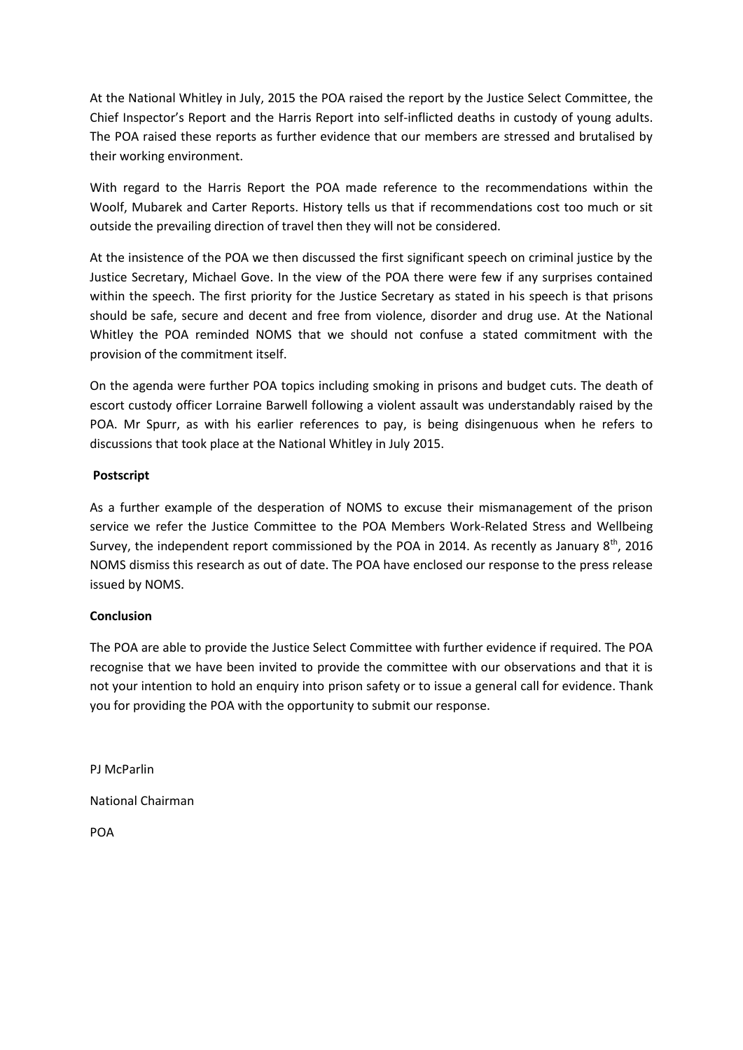At the National Whitley in July, 2015 the POA raised the report by the Justice Select Committee, the Chief Inspector's Report and the Harris Report into self-inflicted deaths in custody of young adults. The POA raised these reports as further evidence that our members are stressed and brutalised by their working environment.

With regard to the Harris Report the POA made reference to the recommendations within the Woolf, Mubarek and Carter Reports. History tells us that if recommendations cost too much or sit outside the prevailing direction of travel then they will not be considered.

At the insistence of the POA we then discussed the first significant speech on criminal justice by the Justice Secretary, Michael Gove. In the view of the POA there were few if any surprises contained within the speech. The first priority for the Justice Secretary as stated in his speech is that prisons should be safe, secure and decent and free from violence, disorder and drug use. At the National Whitley the POA reminded NOMS that we should not confuse a stated commitment with the provision of the commitment itself.

On the agenda were further POA topics including smoking in prisons and budget cuts. The death of escort custody officer Lorraine Barwell following a violent assault was understandably raised by the POA. Mr Spurr, as with his earlier references to pay, is being disingenuous when he refers to discussions that took place at the National Whitley in July 2015.

**Postscript**

As a further example of the desperation of NOMS to excuse their mismanagement of the prison service we refer the Justice Committee to the POA Members Work-Related Stress and Wellbeing Survey, the independent report commissioned by the POA in 2014. As recently as January 8th, 2016 NOMS dismiss this research as out of date. The POA have enclosed our response to the press release issued by NOMS.

**Conclusion**

The POA are able to provide the Justice Select Committee with further evidence if required. The POA recognise that we have been invited to provide the committee with our observations and that it is not your intention to hold an enquiry into prison safety or to issue a general call for evidence. Thank you for providing the POA with the opportunity to submit our response.

PJ McParlin

National Chairman

POA